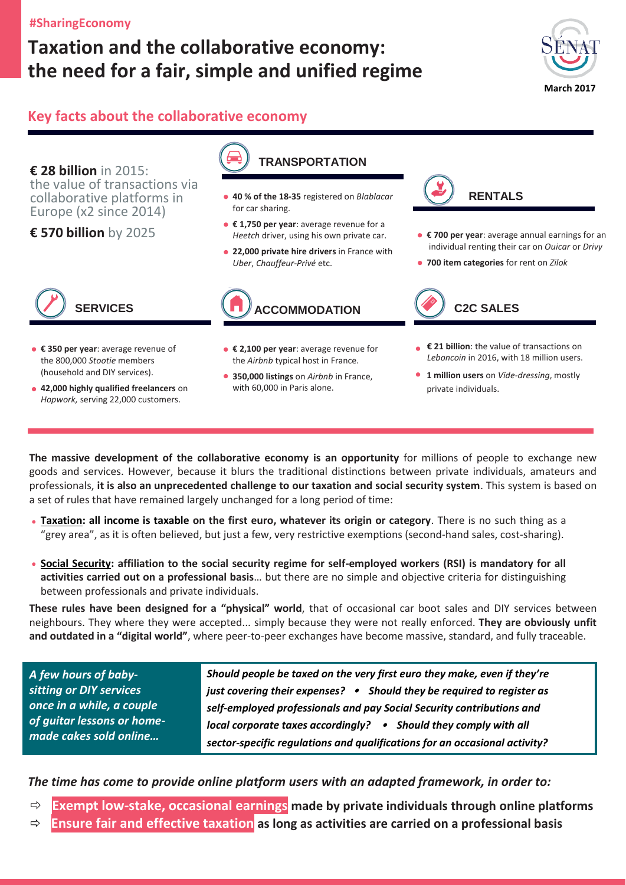#SharingEconomy

# Taxation and the collaborative economy: the need for a fair, simple and unified regime

SÉNAT

March 2017

## Key facts about the collaborative economy

**€ 28 billion** in 2015: the value of transactions via collaborative platforms in Europe (x2 since 2014)

**€ 570 billion** by 2025

### TRANSPORTATION

- **40 % of the 18-35** registered on *Blablacar* for car sharing.
- **€ 1,750 per year**: average revenue for a *Heetch* driver, using his own private car.
- **22,000 private hire drivers** in France with *Uber*, *Chauffeur-Privé* etc.

### RENTALS

- **€ 700 per year**: average annual earnings for an individual renting their car on *Ouicar* or *Drivy*
- **700 item categories** for rent on *Zilok*

### SERVICES

- **€ 350 per year**: average revenue of the 800,000 *Stootie* members (household and DIY services).
- **42,000 highly qualified freelancers** on *Hopwork,* serving 22,000 customers.

### ACCOMMODATION

- **€ 2,100 per year**: average revenue for the *Airbnb* typical host in France.
- **350,000 listings** on *Airbnb* in France, with 60,000 in Paris alone.

### C2C SALES

- **€ 21 billion**: the value of transactions on *Leboncoin* in 2016, with 18 million users.
- **1 million users** on *Vide-dressing*, mostly private individuals.

**The massive development of the collaborative economy is an opportunity** for millions of people to exchange new goods and services. However, because it blurs the traditional distinctions between private individuals, amateurs and professionals, **it is also an unprecedented challenge to our taxation and social security system**. This system is based on a set of rules that have remained largely unchanged for a long period of time:

- **Taxation: all income is taxable on the first euro, whatever its origin or category**. There is no such thing as a "grey area", as it is often believed, but just a few, very restrictive exemptions (second-hand sales, cost-sharing).
- **Social Security: affiliation to the social security regime for self-employed workers (RSI) is mandatory for all activities carried out on a professional basis**… but there are no simple and objective criteria for distinguishing between professionals and private individuals.

**These rules have been designed for a "physical" world**, that of occasional car boot sales and DIY services between neighbours. They where they were accepted... simply because they were not really enforced. **They are obviously unfit and outdated in a "digital world"**, where peer-to-peer exchanges have become massive, standard, and fully traceable.

***A few hours of baby-sitting or DIY services once in a while, a couple of guitar lessons or home-made cakes sold online…***

***Should people be taxed on the very first euro they make, even if they're just covering their expenses? • Should they be required to register as self-employed professionals and pay Social Security contributions and local corporate taxes accordingly? • Should they comply with all sector-specific regulations and qualifications for an occasional activity?***

***The time has come to provide online platform users with an adapted framework, in order to:***

- ⇨ **Exempt low-stake, occasional earnings made by private individuals through online platforms**
- ⇨ **Ensure fair and effective taxation as long as activities are carried on a professional basis**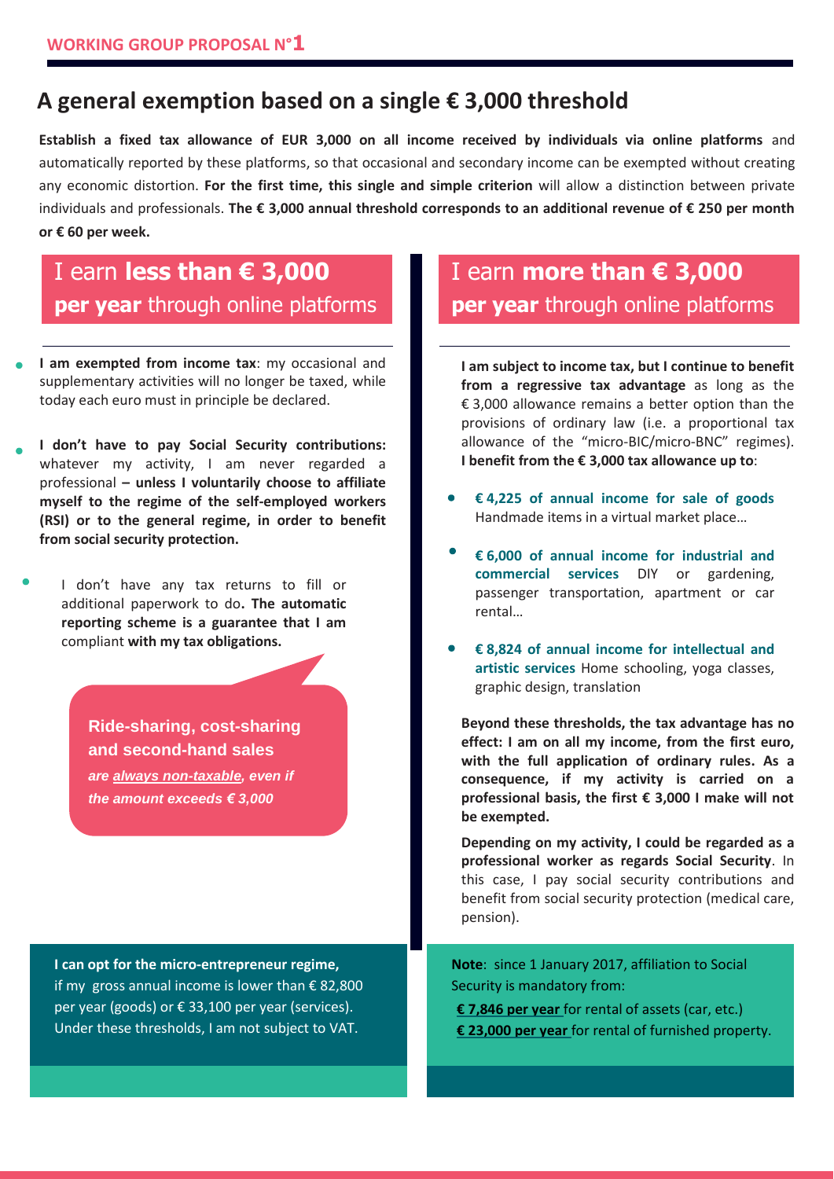**WORKING GROUP PROPOSAL N°1**

## A general exemption based on a single € 3,000 threshold

**Establish a fixed tax allowance of EUR 3,000 on all income received by individuals via online platforms** and automatically reported by these platforms, so that occasional and secondary income can be exempted without creating any economic distortion. **For the first time, this single and simple criterion** will allow a distinction between private individuals and professionals. **The € 3,000 annual threshold corresponds to an additional revenue of € 250 per month or € 60 per week.**

### I earn **less than € 3,000 per year** through online platforms

- **I am exempted from income tax**: my occasional and supplementary activities will no longer be taxed, while today each euro must in principle be declared.
- **I don't have to pay Social Security contributions:** whatever my activity, I am never regarded a professional **– unless I voluntarily choose to affiliate myself to the regime of the self-employed workers (RSI) or to the general regime, in order to benefit from social security protection.**
- I don't have any tax returns to fill or additional paperwork to do**. The automatic reporting scheme is a guarantee that I am** compliant **with my tax obligations.**

**Ride-sharing, cost-sharing and second-hand sales** ***are always non-taxable, even if the amount exceeds € 3,000***

**I can opt for the micro-entrepreneur regime,** if my gross annual income is lower than € 82,800 per year (goods) or € 33,100 per year (services). Under these thresholds, I am not subject to VAT.

### I earn **more than € 3,000 per year** through online platforms

**I am subject to income tax, but I continue to benefit from a regressive tax advantage** as long as the € 3,000 allowance remains a better option than the provisions of ordinary law (i.e. a proportional tax allowance of the "micro-BIC/micro-BNC" regimes). **I benefit from the € 3,000 tax allowance up to**:

- **€ 4,225 of annual income for sale of goods** Handmade items in a virtual market place…
- **€ 6,000 of annual income for industrial and commercial services** DIY or gardening, passenger transportation, apartment or car rental…
- **€ 8,824 of annual income for intellectual and artistic services** Home schooling, yoga classes, graphic design, translation

**Beyond these thresholds, the tax advantage has no effect: I am on all my income, from the first euro, with the full application of ordinary rules. As a consequence, if my activity is carried on a professional basis, the first € 3,000 I make will not be exempted.**

**Depending on my activity, I could be regarded as a professional worker as regards Social Security**. In this case, I pay social security contributions and benefit from social security protection (medical care, pension).

**Note**: since 1 January 2017, affiliation to Social Security is mandatory from:

**€ 7,846 per year** for rental of assets (car, etc.)
**€ 23,000 per year** for rental of furnished property.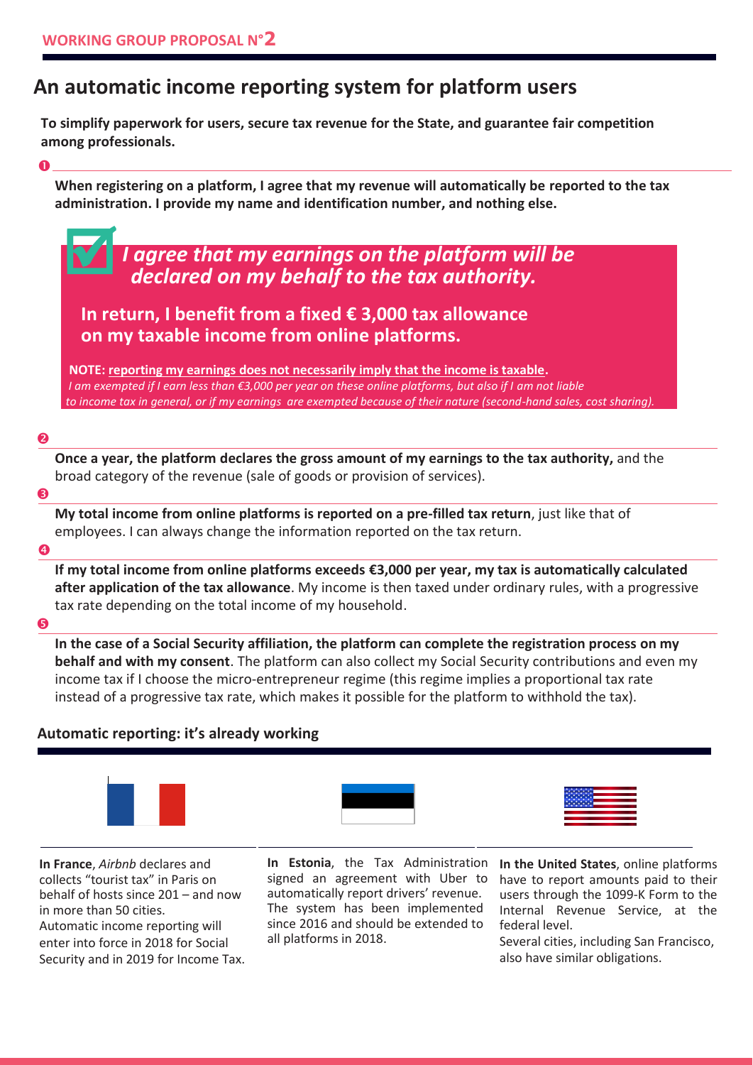**WORKING GROUP PROPOSAL N°2**

# An automatic income reporting system for platform users

**To simplify paperwork for users, secure tax revenue for the State, and guarantee fair competition among professionals.**

❶

**When registering on a platform, I agree that my revenue will automatically be reported to the tax administration. I provide my name and identification number, and nothing else.**

☑ ***I agree that my earnings on the platform will be declared on my behalf to the tax authority.***

**In return, I benefit from a fixed € 3,000 tax allowance on my taxable income from online platforms.**

**NOTE: reporting my earnings does not necessarily imply that the income is taxable.**
*I am exempted if I earn less than €3,000 per year on these online platforms, but also if I am not liable to income tax in general, or if my earnings are exempted because of their nature (second-hand sales, cost sharing).*

❷

**Once a year, the platform declares the gross amount of my earnings to the tax authority,** and the broad category of the revenue (sale of goods or provision of services).

❸

**My total income from online platforms is reported on a pre-filled tax return**, just like that of employees. I can always change the information reported on the tax return.

❹

**If my total income from online platforms exceeds €3,000 per year, my tax is automatically calculated after application of the tax allowance**. My income is then taxed under ordinary rules, with a progressive tax rate depending on the total income of my household.

❺

**In the case of a Social Security affiliation, the platform can complete the registration process on my behalf and with my consent**. The platform can also collect my Social Security contributions and even my income tax if I choose the micro-entrepreneur regime (this regime implies a proportional tax rate instead of a progressive tax rate, which makes it possible for the platform to withhold the tax).

## Automatic reporting: it's already working

**In France**, *Airbnb* declares and collects "tourist tax" in Paris on behalf of hosts since 201 – and now in more than 50 cities.
Automatic income reporting will enter into force in 2018 for Social Security and in 2019 for Income Tax.

**In Estonia**, the Tax Administration signed an agreement with Uber to automatically report drivers' revenue. The system has been implemented since 2016 and should be extended to all platforms in 2018.

**In the United States**, online platforms have to report amounts paid to their users through the 1099-K Form to the Internal Revenue Service, at the federal level.
Several cities, including San Francisco, also have similar obligations.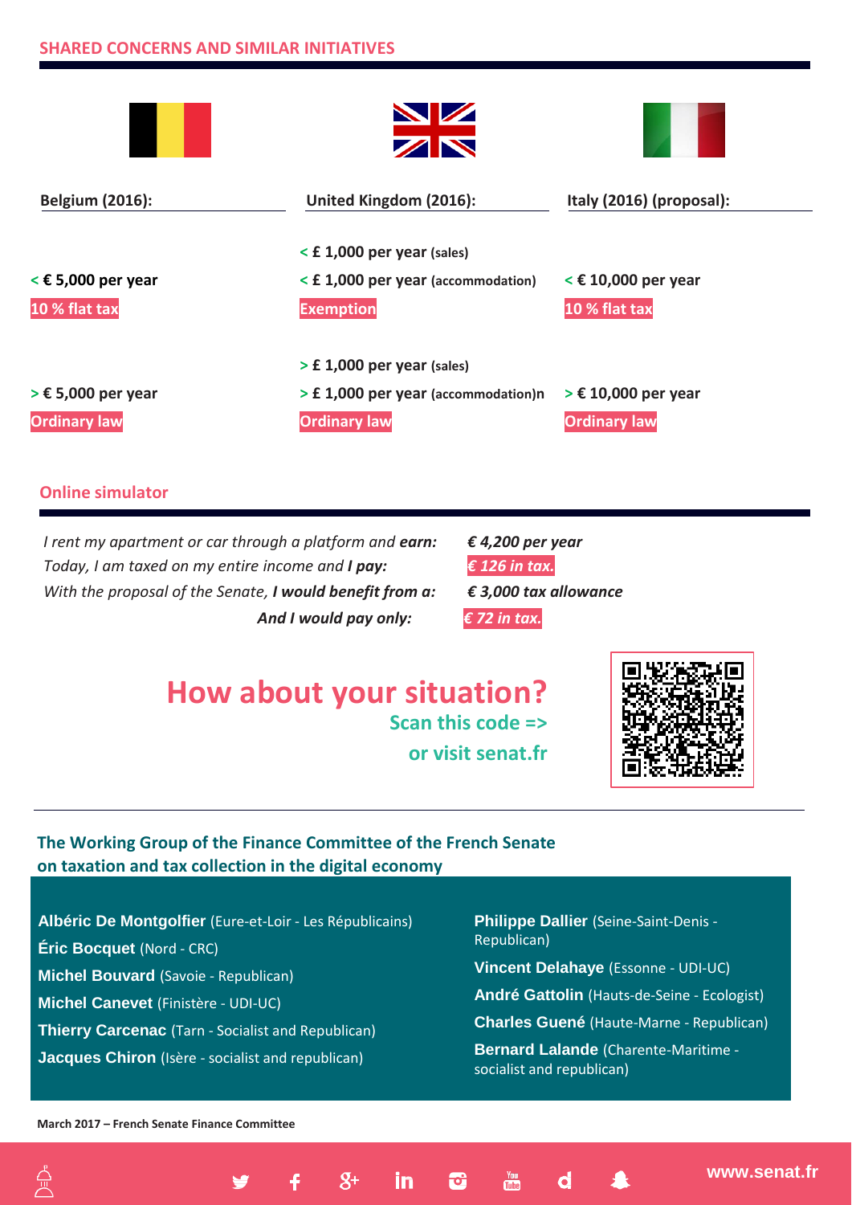## SHARED CONCERNS AND SIMILAR INITIATIVES

| Belgium (2016): | United Kingdom (2016): | Italy (2016) (proposal): |
|---|---|---|
| < € 5,000 per year | < £ 1,000 per year (sales)<br>< £ 1,000 per year (accommodation) | < € 10,000 per year |
| 10 % flat tax | Exemption | 10 % flat tax |
| > € 5,000 per year | > £ 1,000 per year (sales)<br>> £ 1,000 per year (accommodation)n | > € 10,000 per year |
| Ordinary law | Ordinary law | Ordinary law |

## Online simulator

| | |
|---|---|
| *I rent my apartment or car through a platform and* ***earn:*** | ***€ 4,200 per year*** |
| *Today, I am taxed on my entire income and* ***I pay:*** | ***€ 126 in tax.*** |
| *With the proposal of the Senate,* ***I would benefit from a:*** | ***€ 3,000 tax allowance*** |
| ***And I would pay only:*** | ***€ 72 in tax.*** |

## How about your situation?

Scan this code =>

or visit senat.fr

### The Working Group of the Finance Committee of the French Senate on taxation and tax collection in the digital economy

**Albéric De Montgolfier** (Eure-et-Loir - Les Républicains)
**Éric Bocquet** (Nord - CRC)
**Michel Bouvard** (Savoie - Republican)
**Michel Canevet** (Finistère - UDI-UC)
**Thierry Carcenac** (Tarn - Socialist and Republican)
**Jacques Chiron** (Isère - socialist and republican)
**Philippe Dallier** (Seine-Saint-Denis - Republican)
**Vincent Delahaye** (Essonne - UDI-UC)
**André Gattolin** (Hauts-de-Seine - Ecologist)
**Charles Guené** (Haute-Marne - Republican)
**Bernard Lalande** (Charente-Maritime - socialist and republican)

March 2017 – French Senate Finance Committee

www.senat.fr